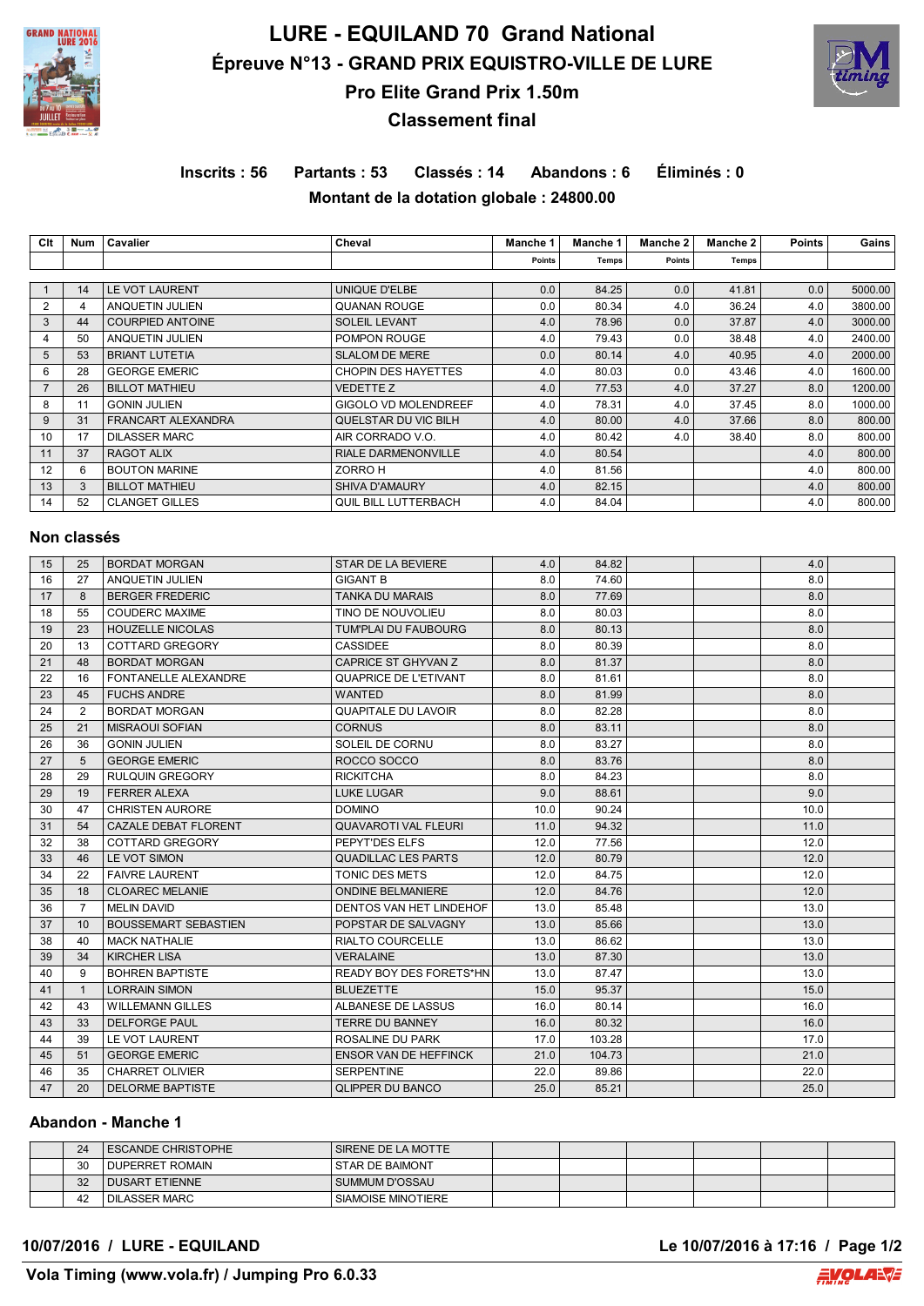# LURE - EQUILAND 70 Grand National

## Épreuve N°13 - GRAND PRIX EQUISTRO-VILLE DE LURE

## Pro Elite Grand Prix 1.50m

## Classement final

**Inscrits : 56 Partants : 53 Classés : 14 Abandons : 6 Éliminés : 0**

**Montant de la dotation globale : 24800.00**

| Clt | Num | Cavalier | Cheval | Manche 1 Points | Manche 1 Temps | Manche 2 Points | Manche 2 Temps | Points | Gains |
|---|---|---|---|---|---|---|---|---|---|
| 1 | 14 | LE VOT LAURENT | UNIQUE D'ELBE | 0.0 | 84.25 | 0.0 | 41.81 | 0.0 | 5000.00 |
| 2 | 4 | ANQUETIN JULIEN | QUANAN ROUGE | 0.0 | 80.34 | 4.0 | 36.24 | 4.0 | 3800.00 |
| 3 | 44 | COURPIED ANTOINE | SOLEIL LEVANT | 4.0 | 78.96 | 0.0 | 37.87 | 4.0 | 3000.00 |
| 4 | 50 | ANQUETIN JULIEN | POMPON ROUGE | 4.0 | 79.43 | 0.0 | 38.48 | 4.0 | 2400.00 |
| 5 | 53 | BRIANT LUTETIA | SLALOM DE MERE | 0.0 | 80.14 | 4.0 | 40.95 | 4.0 | 2000.00 |
| 6 | 28 | GEORGE EMERIC | CHOPIN DES HAYETTES | 4.0 | 80.03 | 0.0 | 43.46 | 4.0 | 1600.00 |
| 7 | 26 | BILLOT MATHIEU | VEDETTE Z | 4.0 | 77.53 | 4.0 | 37.27 | 8.0 | 1200.00 |
| 8 | 11 | GONIN JULIEN | GIGOLO VD MOLENDREEF | 4.0 | 78.31 | 4.0 | 37.45 | 8.0 | 1000.00 |
| 9 | 31 | FRANCART ALEXANDRA | QUELSTAR DU VIC BILH | 4.0 | 80.00 | 4.0 | 37.66 | 8.0 | 800.00 |
| 10 | 17 | DILASSER MARC | AIR CORRADO V.O. | 4.0 | 80.42 | 4.0 | 38.40 | 8.0 | 800.00 |
| 11 | 37 | RAGOT ALIX | RIALE DARMENONVILLE | 4.0 | 80.54 | | | 4.0 | 800.00 |
| 12 | 6 | BOUTON MARINE | ZORRO H | 4.0 | 81.56 | | | 4.0 | 800.00 |
| 13 | 3 | BILLOT MATHIEU | SHIVA D'AMAURY | 4.0 | 82.15 | | | 4.0 | 800.00 |
| 14 | 52 | CLANGET GILLES | QUIL BILL LUTTERBACH | 4.0 | 84.04 | | | 4.0 | 800.00 |

## Non classés

| Clt | Num | Cavalier | Cheval | Manche 1 Points | Manche 1 Temps | Manche 2 Points | Manche 2 Temps | Points | Gains |
|---|---|---|---|---|---|---|---|---|---|
| 15 | 25 | BORDAT MORGAN | STAR DE LA BEVIERE | 4.0 | 84.82 | | | 4.0 | |
| 16 | 27 | ANQUETIN JULIEN | GIGANT B | 8.0 | 74.60 | | | 8.0 | |
| 17 | 8 | BERGER FREDERIC | TANKA DU MARAIS | 8.0 | 77.69 | | | 8.0 | |
| 18 | 55 | COUDERC MAXIME | TINO DE NOUVOLIEU | 8.0 | 80.03 | | | 8.0 | |
| 19 | 23 | HOUZELLE NICOLAS | TUM'PLAI DU FAUBOURG | 8.0 | 80.13 | | | 8.0 | |
| 20 | 13 | COTTARD GREGORY | CASSIDEE | 8.0 | 80.39 | | | 8.0 | |
| 21 | 48 | BORDAT MORGAN | CAPRICE ST GHYVAN Z | 8.0 | 81.37 | | | 8.0 | |
| 22 | 16 | FONTANELLE ALEXANDRE | QUAPRICE DE L'ETIVANT | 8.0 | 81.61 | | | 8.0 | |
| 23 | 45 | FUCHS ANDRE | WANTED | 8.0 | 81.99 | | | 8.0 | |
| 24 | 2 | BORDAT MORGAN | QUAPITALE DU LAVOIR | 8.0 | 82.28 | | | 8.0 | |
| 25 | 21 | MISRAOUI SOFIAN | CORNUS | 8.0 | 83.11 | | | 8.0 | |
| 26 | 36 | GONIN JULIEN | SOLEIL DE CORNU | 8.0 | 83.27 | | | 8.0 | |
| 27 | 5 | GEORGE EMERIC | ROCCO SOCCO | 8.0 | 83.76 | | | 8.0 | |
| 28 | 29 | RULQUIN GREGORY | RICKITCHA | 8.0 | 84.23 | | | 8.0 | |
| 29 | 19 | FERRER ALEXA | LUKE LUGAR | 9.0 | 88.61 | | | 9.0 | |
| 30 | 47 | CHRISTEN AURORE | DOMINO | 10.0 | 90.24 | | | 10.0 | |
| 31 | 54 | CAZALE DEBAT FLORENT | QUAVAROTI VAL FLEURI | 11.0 | 94.32 | | | 11.0 | |
| 32 | 38 | COTTARD GREGORY | PEPYT'DES ELFS | 12.0 | 77.56 | | | 12.0 | |
| 33 | 46 | LE VOT SIMON | QUADILLAC LES PARTS | 12.0 | 80.79 | | | 12.0 | |
| 34 | 22 | FAIVRE LAURENT | TONIC DES METS | 12.0 | 84.75 | | | 12.0 | |
| 35 | 18 | CLOAREC MELANIE | ONDINE BELMANIERE | 12.0 | 84.76 | | | 12.0 | |
| 36 | 7 | MELIN DAVID | DENTOS VAN HET LINDEHOF | 13.0 | 85.48 | | | 13.0 | |
| 37 | 10 | BOUSSEMART SEBASTIEN | POPSTAR DE SALVAGNY | 13.0 | 85.66 | | | 13.0 | |
| 38 | 40 | MACK NATHALIE | RIALTO COURCELLE | 13.0 | 86.62 | | | 13.0 | |
| 39 | 34 | KIRCHER LISA | VERALAINE | 13.0 | 87.30 | | | 13.0 | |
| 40 | 9 | BOHREN BAPTISTE | READY BOY DES FORETS*HN | 13.0 | 87.47 | | | 13.0 | |
| 41 | 1 | LORRAIN SIMON | BLUEZETTE | 15.0 | 95.37 | | | 15.0 | |
| 42 | 43 | WILLEMANN GILLES | ALBANESE DE LASSUS | 16.0 | 80.14 | | | 16.0 | |
| 43 | 33 | DELFORGE PAUL | TERRE DU BANNEY | 16.0 | 80.32 | | | 16.0 | |
| 44 | 39 | LE VOT LAURENT | ROSALINE DU PARK | 17.0 | 103.28 | | | 17.0 | |
| 45 | 51 | GEORGE EMERIC | ENSOR VAN DE HEFFINCK | 21.0 | 104.73 | | | 21.0 | |
| 46 | 35 | CHARRET OLIVIER | SERPENTINE | 22.0 | 89.86 | | | 22.0 | |
| 47 | 20 | DELORME BAPTISTE | QLIPPER DU BANCO | 25.0 | 85.21 | | | 25.0 | |

## Abandon - Manche 1

| Clt | Num | Cavalier | Cheval | Manche 1 Points | Manche 1 Temps | Manche 2 Points | Manche 2 Temps | Points | Gains |
|---|---|---|---|---|---|---|---|---|---|
| | 24 | ESCANDE CHRISTOPHE | SIRENE DE LA MOTTE | | | | | | |
| | 30 | DUPERRET ROMAIN | STAR DE BAIMONT | | | | | | |
| | 32 | DUSART ETIENNE | SUMMUM D'OSSAU | | | | | | |
| | 42 | DILASSER MARC | SIAMOISE MINOTIERE | | | | | | |

**10/07/2016 / LURE - EQUILAND** — **Le 10/07/2016 à 17:16**

**Vola Timing (www.vola.fr) / Jumping Pro 6.0.33**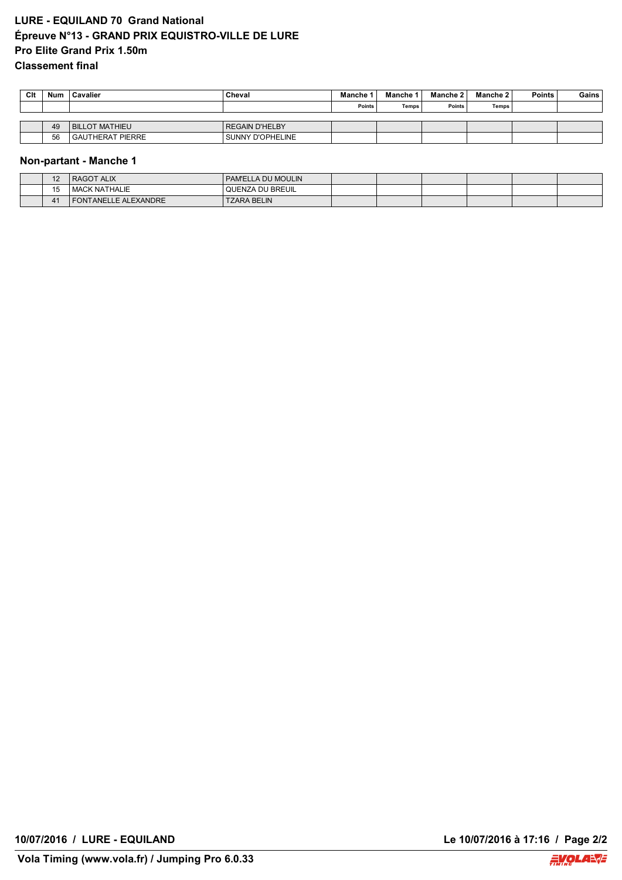# LURE - EQUILAND 70 Grand National
## Épreuve N°13 - GRAND PRIX EQUISTRO-VILLE DE LURE
## Pro Elite Grand Prix 1.50m
## Classement final

| Clt | Num | Cavalier | Cheval | Manche 1 | Manche 1 | Manche 2 | Manche 2 | Points | Gains |
|---|---|---|---|---|---|---|---|---|---|
| | | | | Points | Temps | Points | Temps | | |
| | 49 | BILLOT MATHIEU | REGAIN D'HELBY | | | | | | |
| | 56 | GAUTHERAT PIERRE | SUNNY D'OPHELINE | | | | | | |

### Non-partant - Manche 1

| | | | | | | | | | |
|---|---|---|---|---|---|---|---|---|---|
| | 12 | RAGOT ALIX | PAM'ELLA DU MOULIN | | | | | | |
| | 15 | MACK NATHALIE | QUENZA DU BREUIL | | | | | | |
| | 41 | FONTANELLE ALEXANDRE | TZARA BELIN | | | | | | |

10/07/2016 / LURE - EQUILAND

Le 10/07/2016 à 17:16

Vola Timing (www.vola.fr) / Jumping Pro 6.0.33